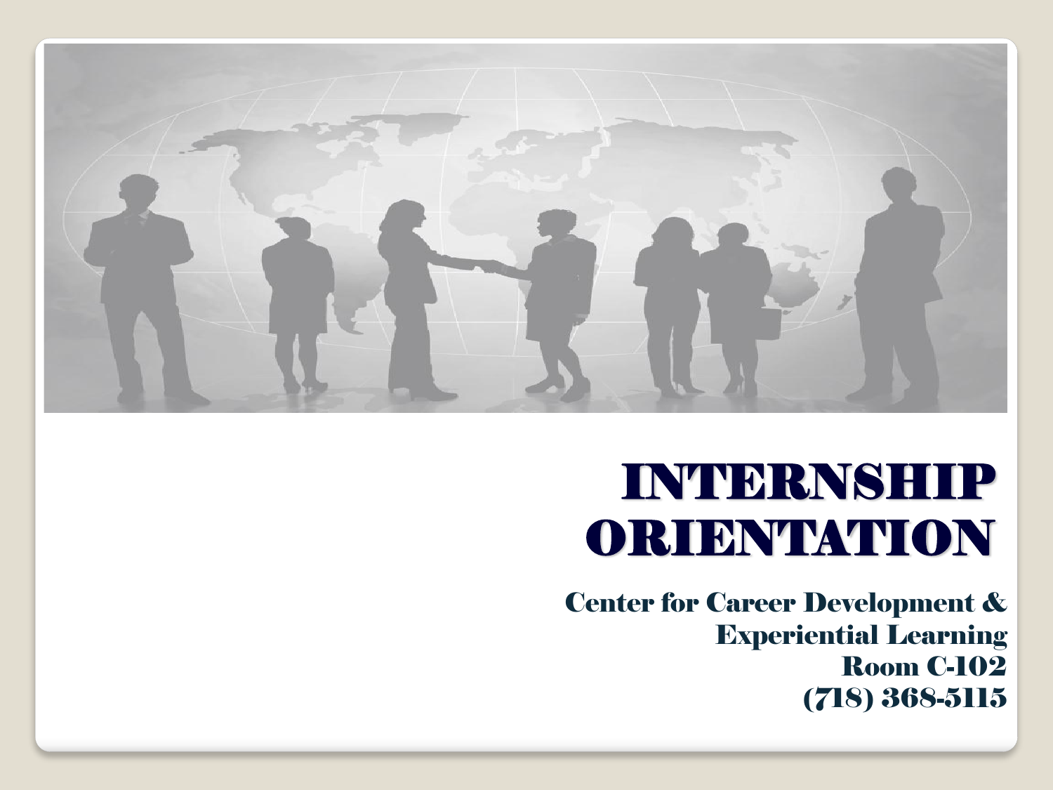# INTERNSHIP ORIENTATION

**Center for Career Development & Experiential Learning**
**Room C-102**
**(718) 368-5115**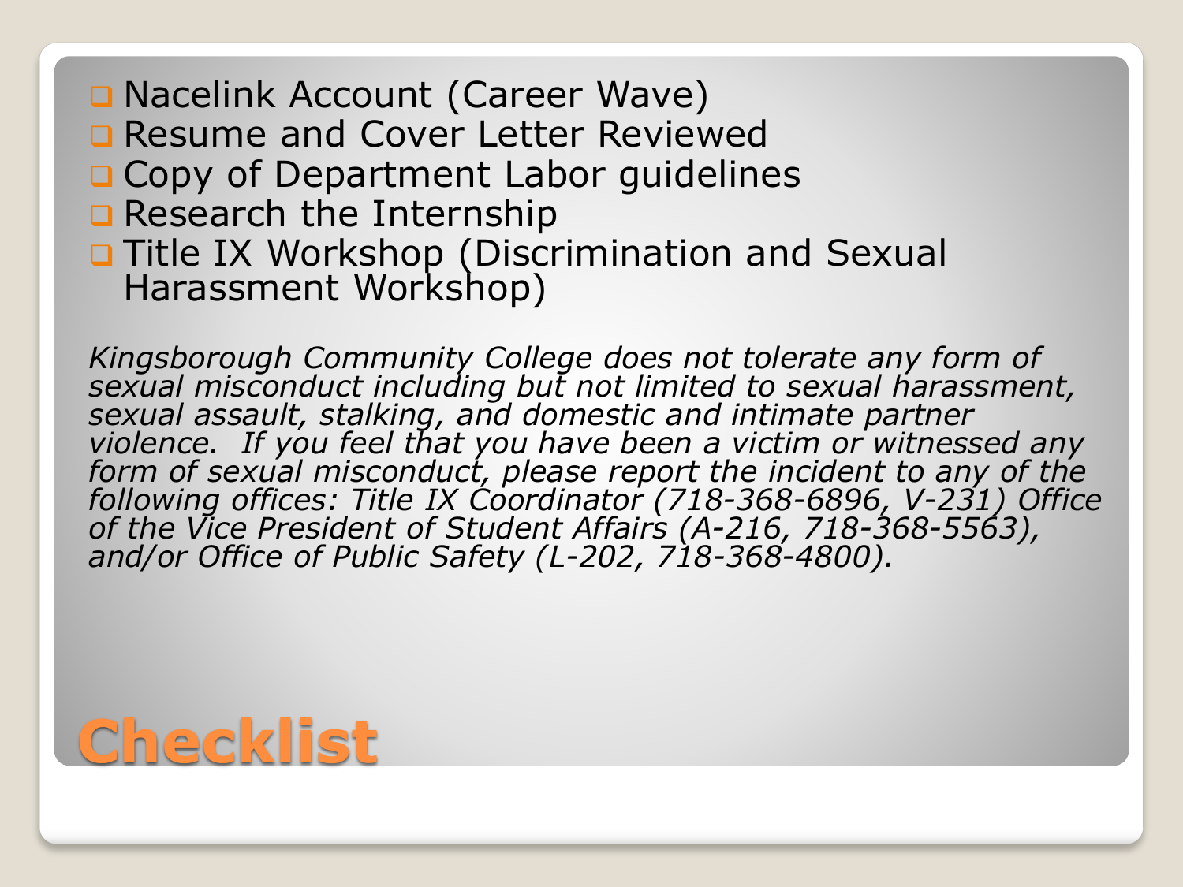# Checklist

- Nacelink Account (Career Wave)
- Resume and Cover Letter Reviewed
- Copy of Department Labor guidelines
- Research the Internship
- Title IX Workshop (Discrimination and Sexual Harassment Workshop)

*Kingsborough Community College does not tolerate any form of sexual misconduct including but not limited to sexual harassment, sexual assault, stalking, and domestic and intimate partner violence. If you feel that you have been a victim or witnessed any form of sexual misconduct, please report the incident to any of the following offices: Title IX Coordinator (718-368-6896, V-231) Office of the Vice President of Student Affairs (A-216, 718-368-5563), and/or Office of Public Safety (L-202, 718-368-4800).*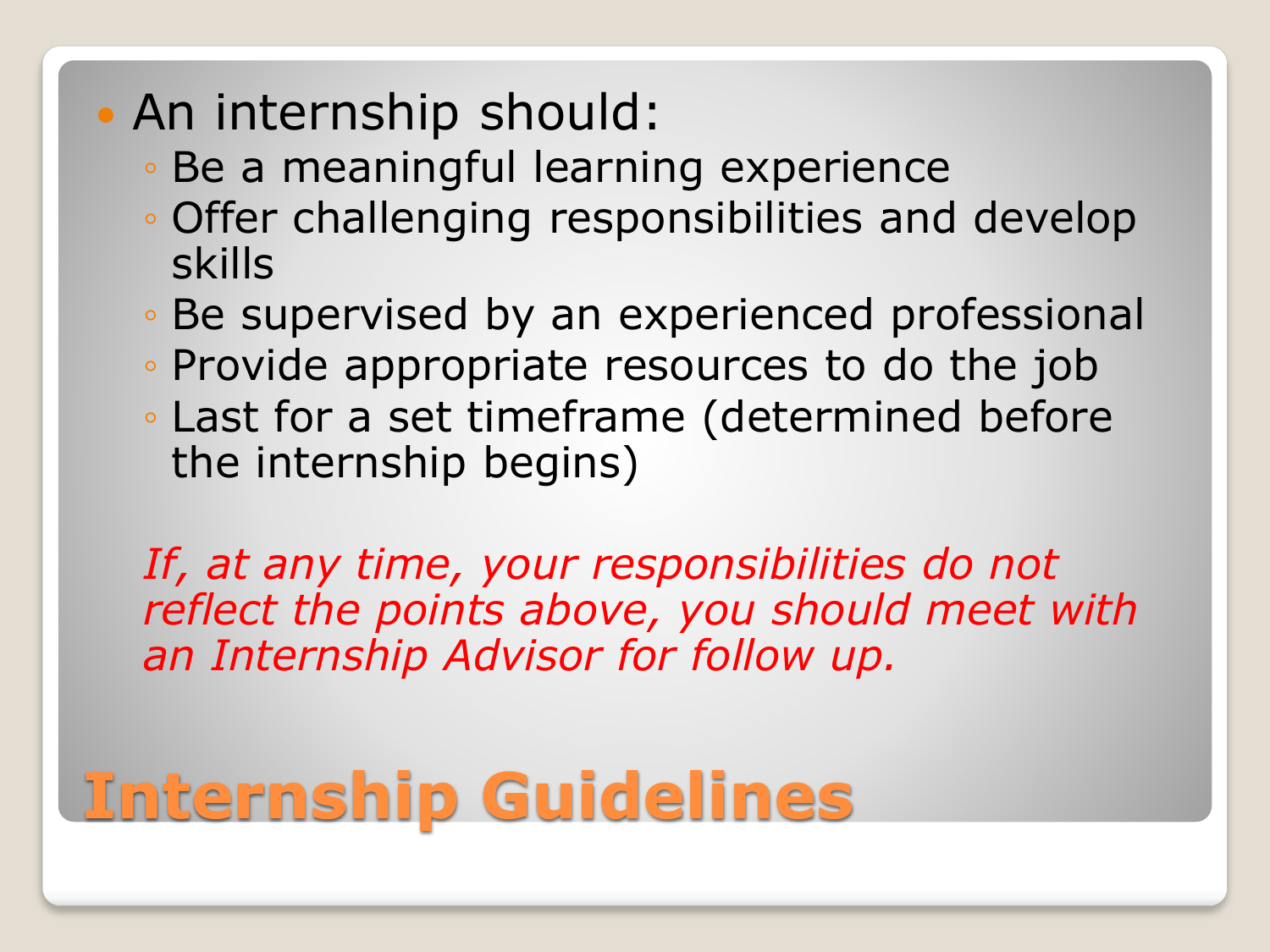# Internship Guidelines

- An internship should:
  - Be a meaningful learning experience
  - Offer challenging responsibilities and develop skills
  - Be supervised by an experienced professional
  - Provide appropriate resources to do the job
  - Last for a set timeframe (determined before the internship begins)

*If, at any time, your responsibilities do not reflect the points above, you should meet with an Internship Advisor for follow up.*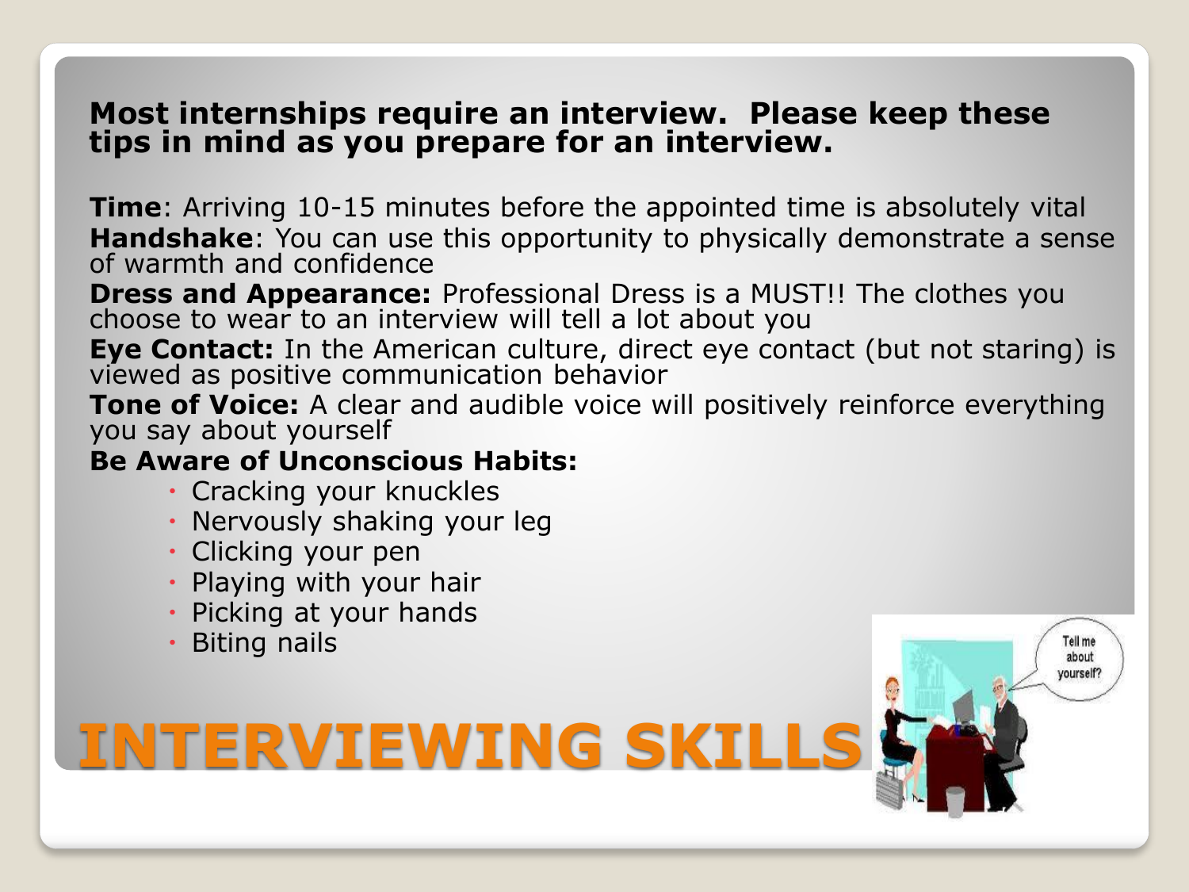# INTERVIEWING SKILLS

**Most internships require an interview. Please keep these tips in mind as you prepare for an interview.**

**Time**: Arriving 10-15 minutes before the appointed time is absolutely vital

**Handshake**: You can use this opportunity to physically demonstrate a sense of warmth and confidence

**Dress and Appearance:** Professional Dress is a MUST!! The clothes you choose to wear to an interview will tell a lot about you

**Eye Contact:** In the American culture, direct eye contact (but not staring) is viewed as positive communication behavior

**Tone of Voice:** A clear and audible voice will positively reinforce everything you say about yourself

**Be Aware of Unconscious Habits:**

- Cracking your knuckles
- Nervously shaking your leg
- Clicking your pen
- Playing with your hair
- Picking at your hands
- Biting nails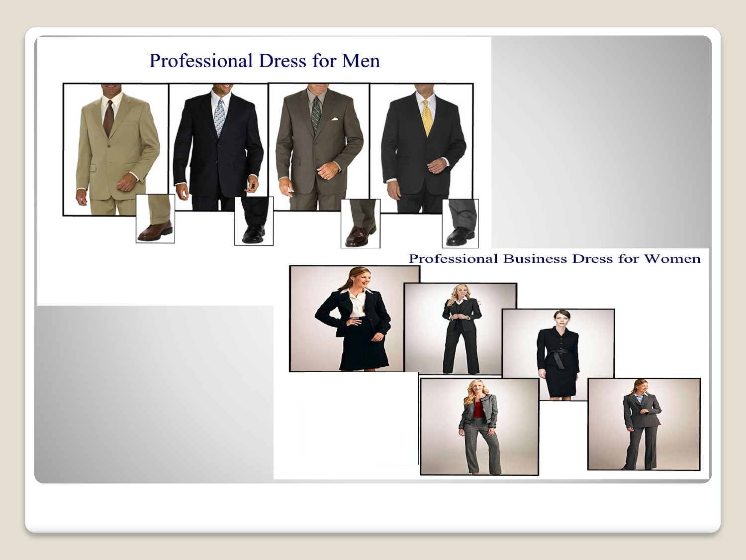## Professional Dress for Men

## Professional Business Dress for Women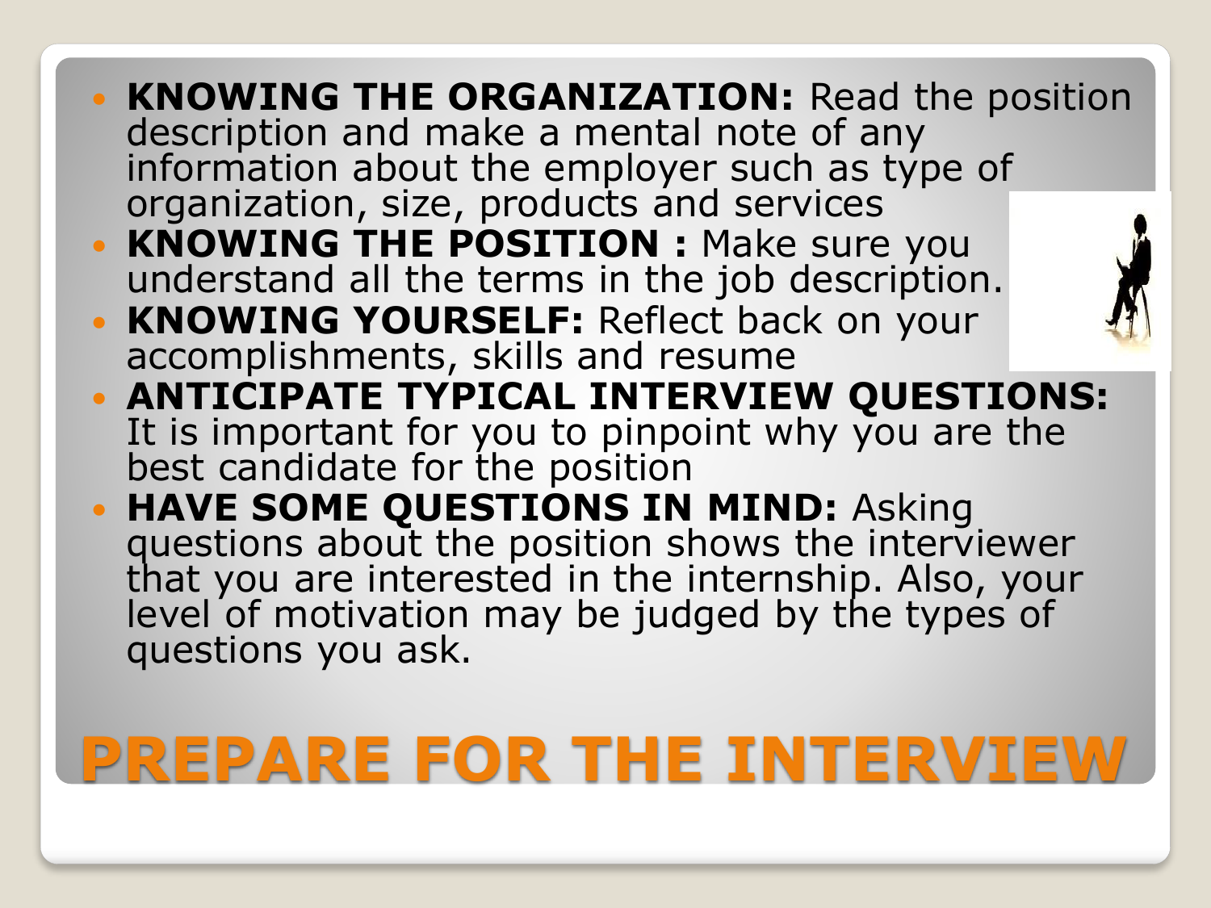# PREPARE FOR THE INTERVIEW

- **KNOWING THE ORGANIZATION:** Read the position description and make a mental note of any information about the employer such as type of organization, size, products and services
- **KNOWING THE POSITION :** Make sure you understand all the terms in the job description.
- **KNOWING YOURSELF:** Reflect back on your accomplishments, skills and resume
- **ANTICIPATE TYPICAL INTERVIEW QUESTIONS:** It is important for you to pinpoint why you are the best candidate for the position
- **HAVE SOME QUESTIONS IN MIND:** Asking questions about the position shows the interviewer that you are interested in the internship. Also, your level of motivation may be judged by the types of questions you ask.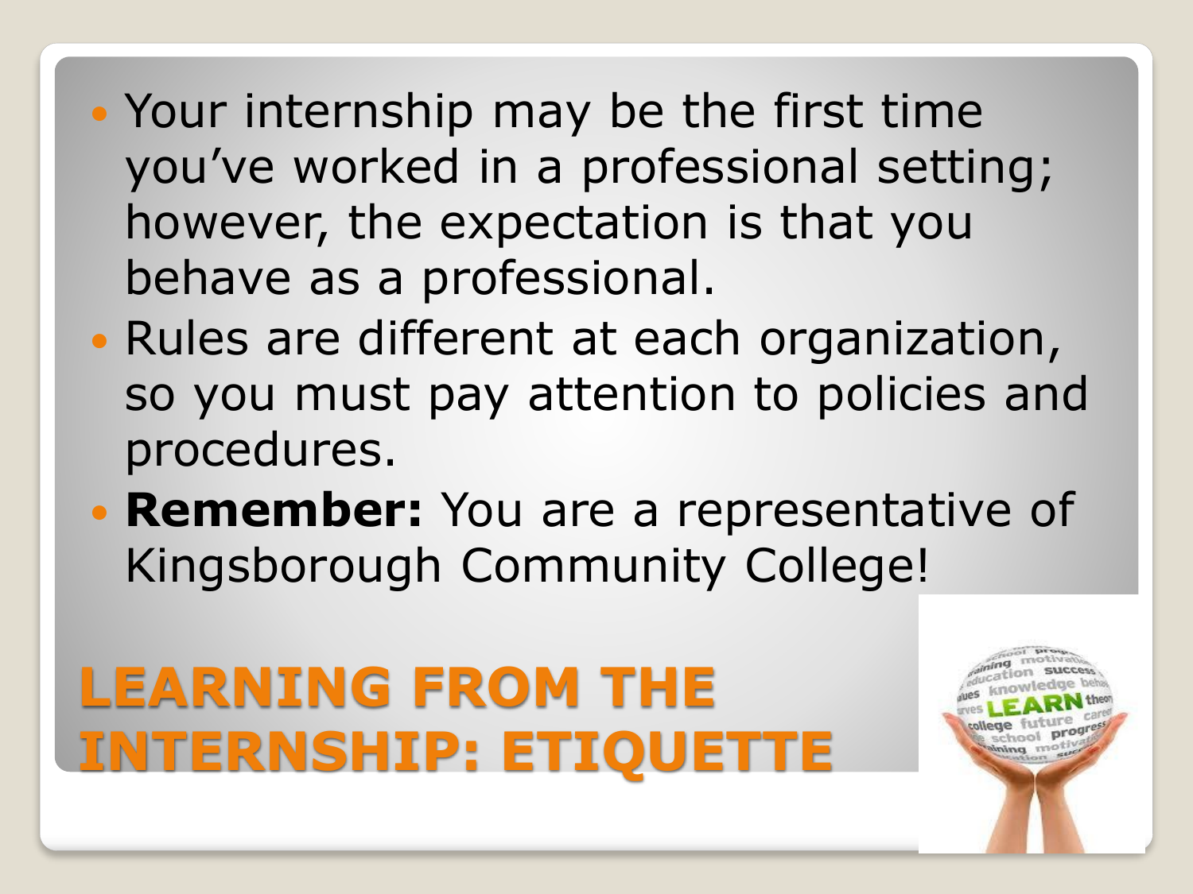# LEARNING FROM THE INTERNSHIP: ETIQUETTE

- Your internship may be the first time you've worked in a professional setting; however, the expectation is that you behave as a professional.
- Rules are different at each organization, so you must pay attention to policies and procedures.
- **Remember:** You are a representative of Kingsborough Community College!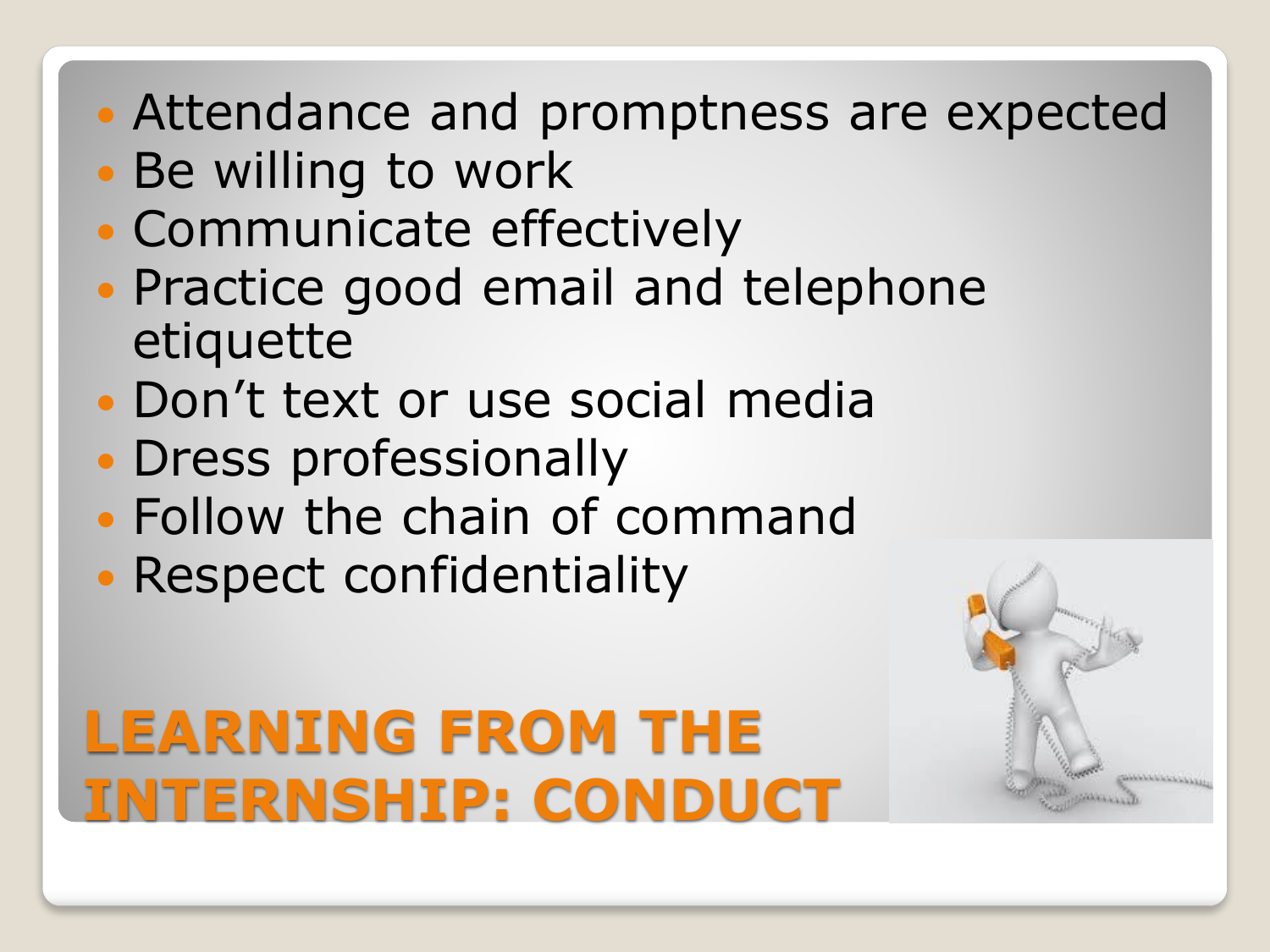# LEARNING FROM THE INTERNSHIP: CONDUCT

- Attendance and promptness are expected
- Be willing to work
- Communicate effectively
- Practice good email and telephone etiquette
- Don't text or use social media
- Dress professionally
- Follow the chain of command
- Respect confidentiality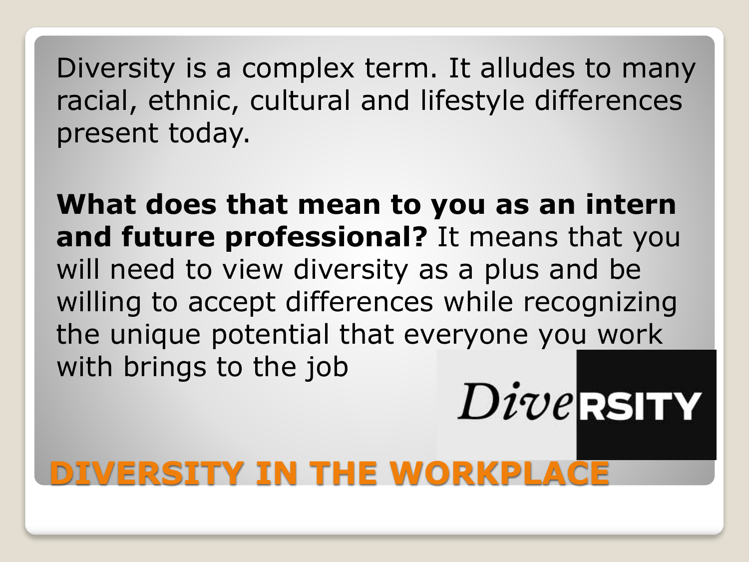# DIVERSITY IN THE WORKPLACE

Diversity is a complex term. It alludes to many racial, ethnic, cultural and lifestyle differences present today.

**What does that mean to you as an intern and future professional?** It means that you will need to view diversity as a plus and be willing to accept differences while recognizing the unique potential that everyone you work with brings to the job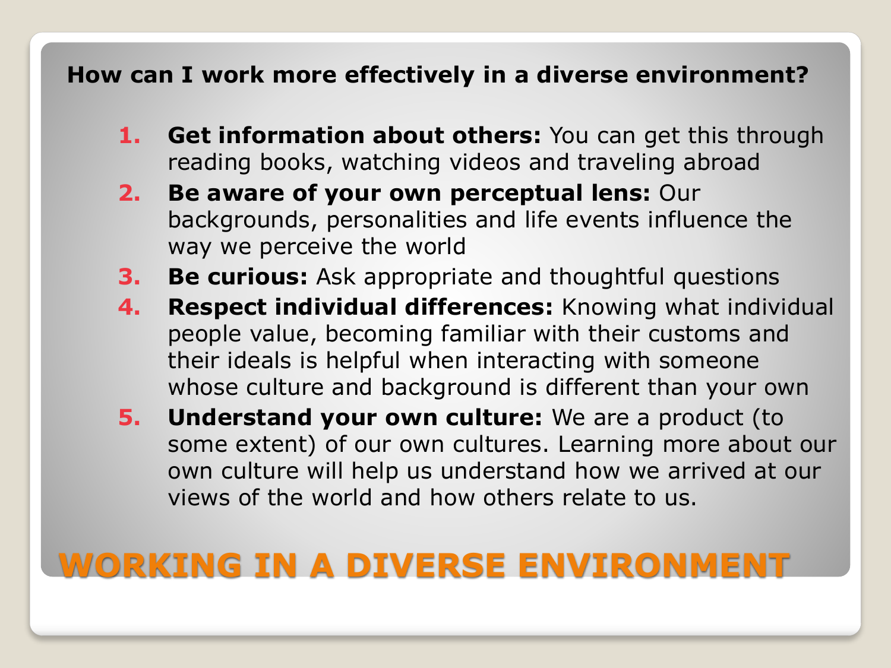# WORKING IN A DIVERSE ENVIRONMENT

**How can I work more effectively in a diverse environment?**

1. **Get information about others:** You can get this through reading books, watching videos and traveling abroad
2. **Be aware of your own perceptual lens:** Our backgrounds, personalities and life events influence the way we perceive the world
3. **Be curious:** Ask appropriate and thoughtful questions
4. **Respect individual differences:** Knowing what individual people value, becoming familiar with their customs and their ideals is helpful when interacting with someone whose culture and background is different than your own
5. **Understand your own culture:** We are a product (to some extent) of our own cultures. Learning more about our own culture will help us understand how we arrived at our views of the world and how others relate to us.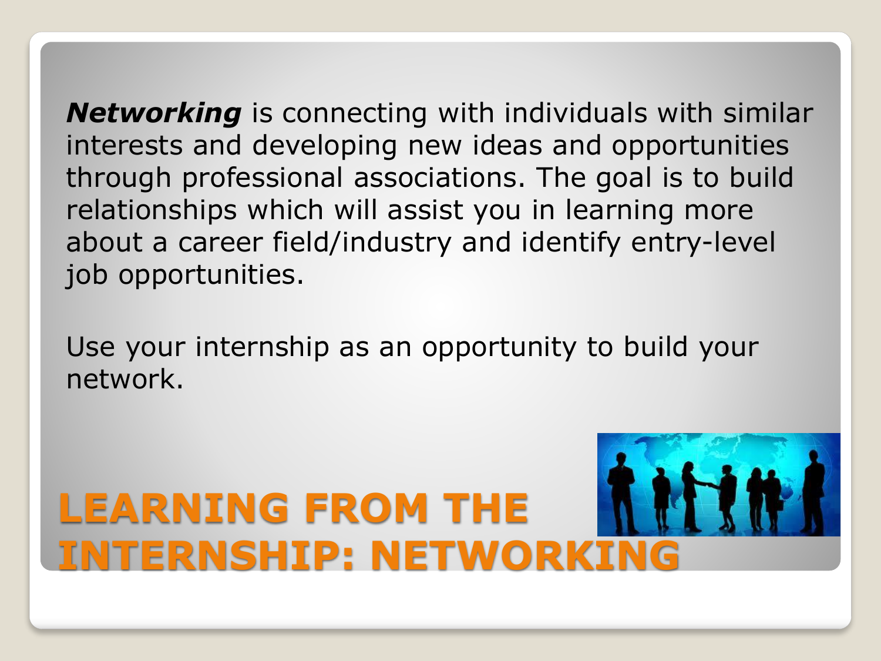# LEARNING FROM THE INTERNSHIP: NETWORKING

***Networking*** is connecting with individuals with similar interests and developing new ideas and opportunities through professional associations. The goal is to build relationships which will assist you in learning more about a career field/industry and identify entry-level job opportunities.

Use your internship as an opportunity to build your network.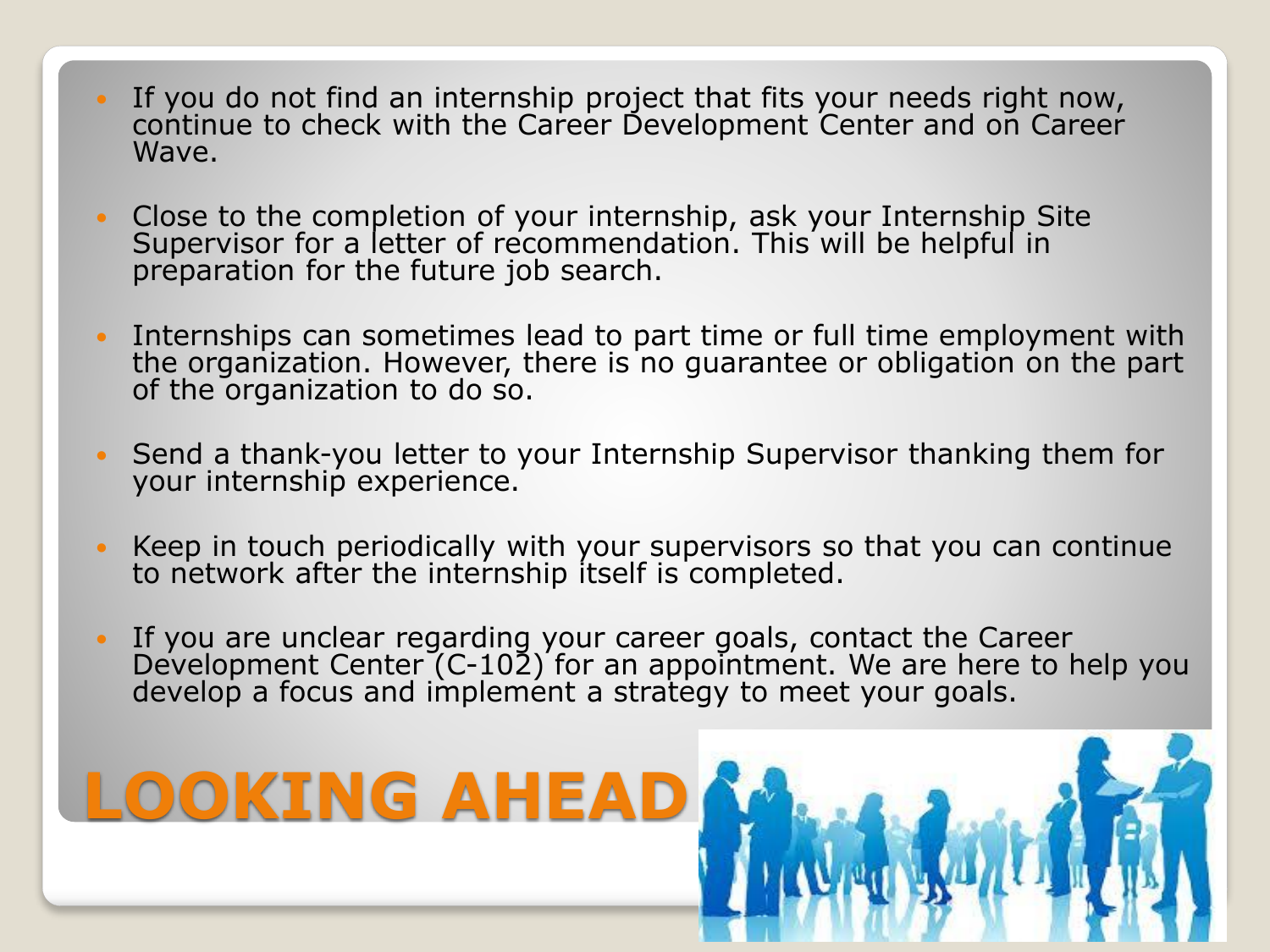# LOOKING AHEAD

- If you do not find an internship project that fits your needs right now, continue to check with the Career Development Center and on Career Wave.
- Close to the completion of your internship, ask your Internship Site Supervisor for a letter of recommendation. This will be helpful in preparation for the future job search.
- Internships can sometimes lead to part time or full time employment with the organization. However, there is no guarantee or obligation on the part of the organization to do so.
- Send a thank-you letter to your Internship Supervisor thanking them for your internship experience.
- Keep in touch periodically with your supervisors so that you can continue to network after the internship itself is completed.
- If you are unclear regarding your career goals, contact the Career Development Center (C-102) for an appointment. We are here to help you develop a focus and implement a strategy to meet your goals.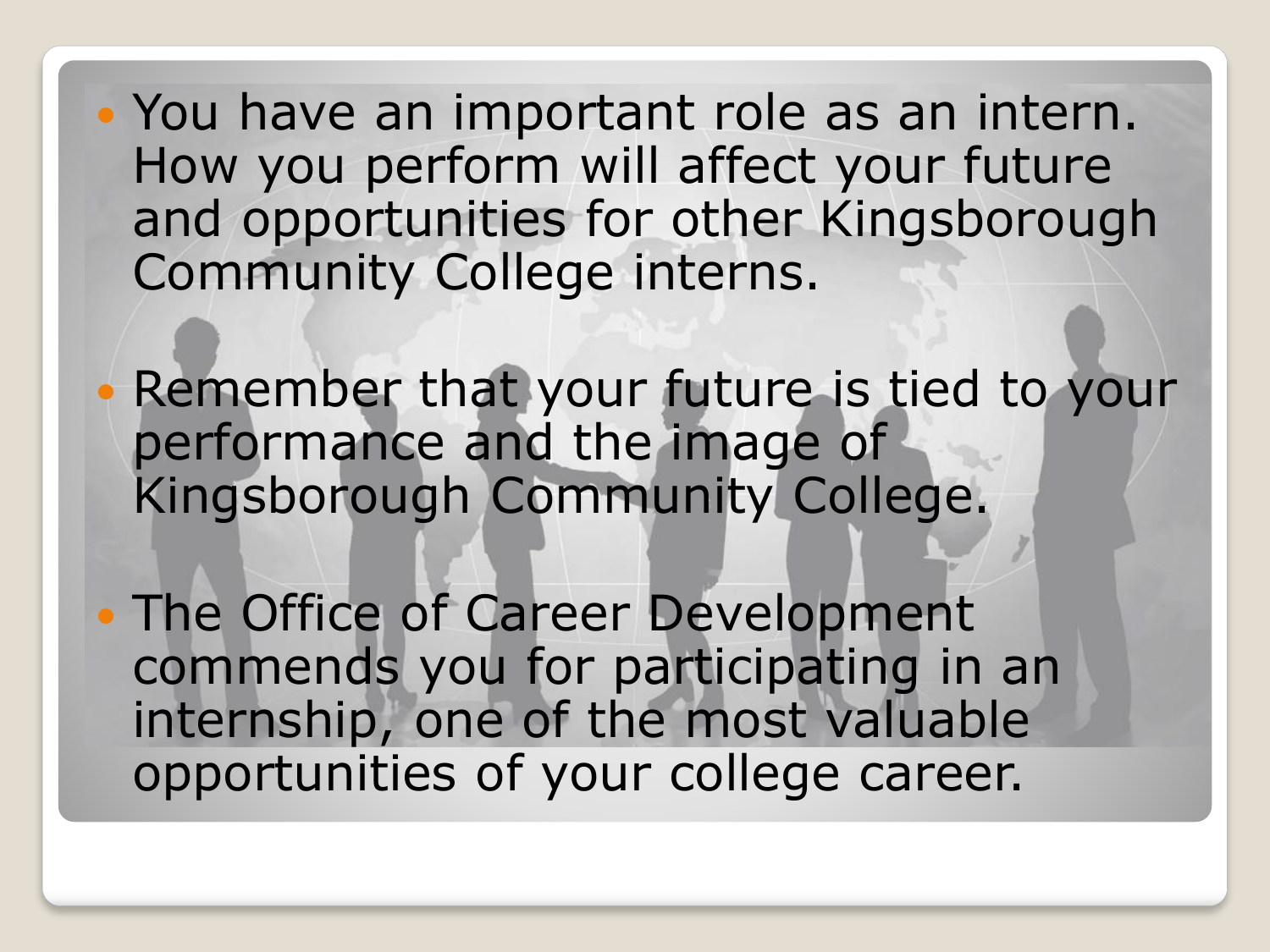- You have an important role as an intern. How you perform will affect your future and opportunities for other Kingsborough Community College interns.

- Remember that your future is tied to your performance and the image of Kingsborough Community College.

- The Office of Career Development commends you for participating in an internship, one of the most valuable opportunities of your college career.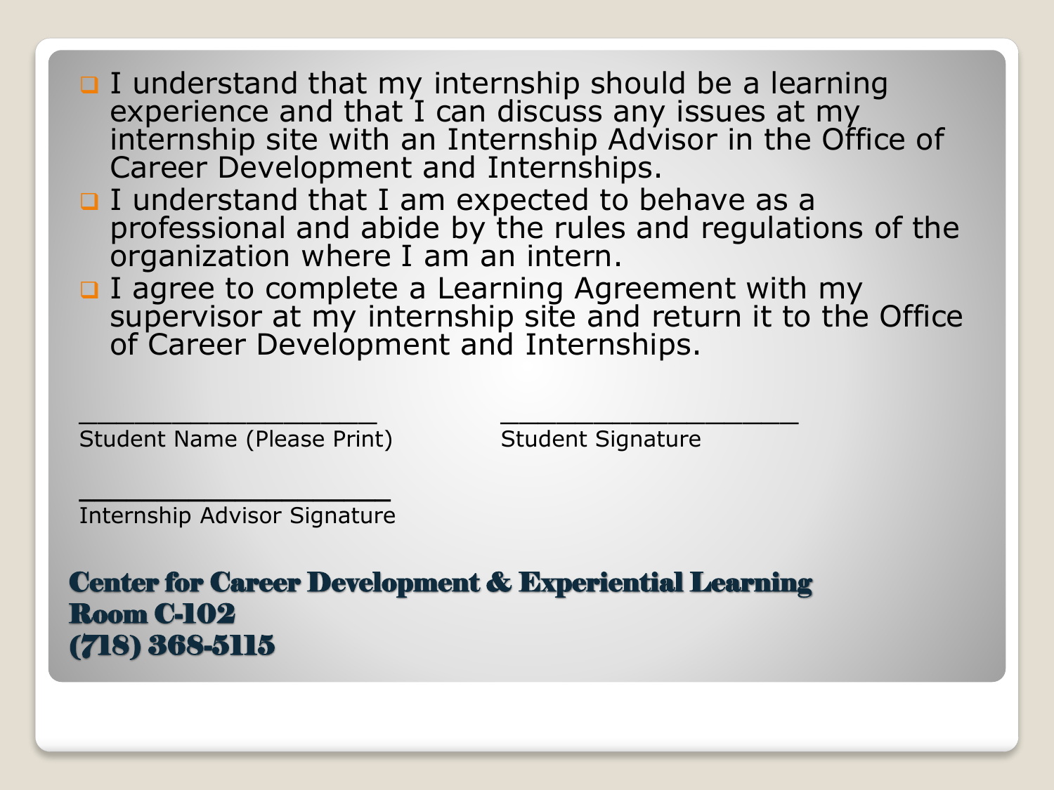- I understand that my internship should be a learning experience and that I can discuss any issues at my internship site with an Internship Advisor in the Office of Career Development and Internships.
- I understand that I am expected to behave as a professional and abide by the rules and regulations of the organization where I am an intern.
- I agree to complete a Learning Agreement with my supervisor at my internship site and return it to the Office of Career Development and Internships.

\_\_\_\_\_\_\_\_\_\_\_\_\_\_\_\_\_\_\_\_\_\_\_\_
Student Name (Please Print)

\_\_\_\_\_\_\_\_\_\_\_\_\_\_\_\_\_\_\_\_\_\_\_\_
Student Signature

\_\_\_\_\_\_\_\_\_\_\_\_\_\_\_\_\_\_\_\_\_\_\_\_
Internship Advisor Signature

**Center for Career Development & Experiential Learning**
**Room C-102**
**(718) 368-5115**